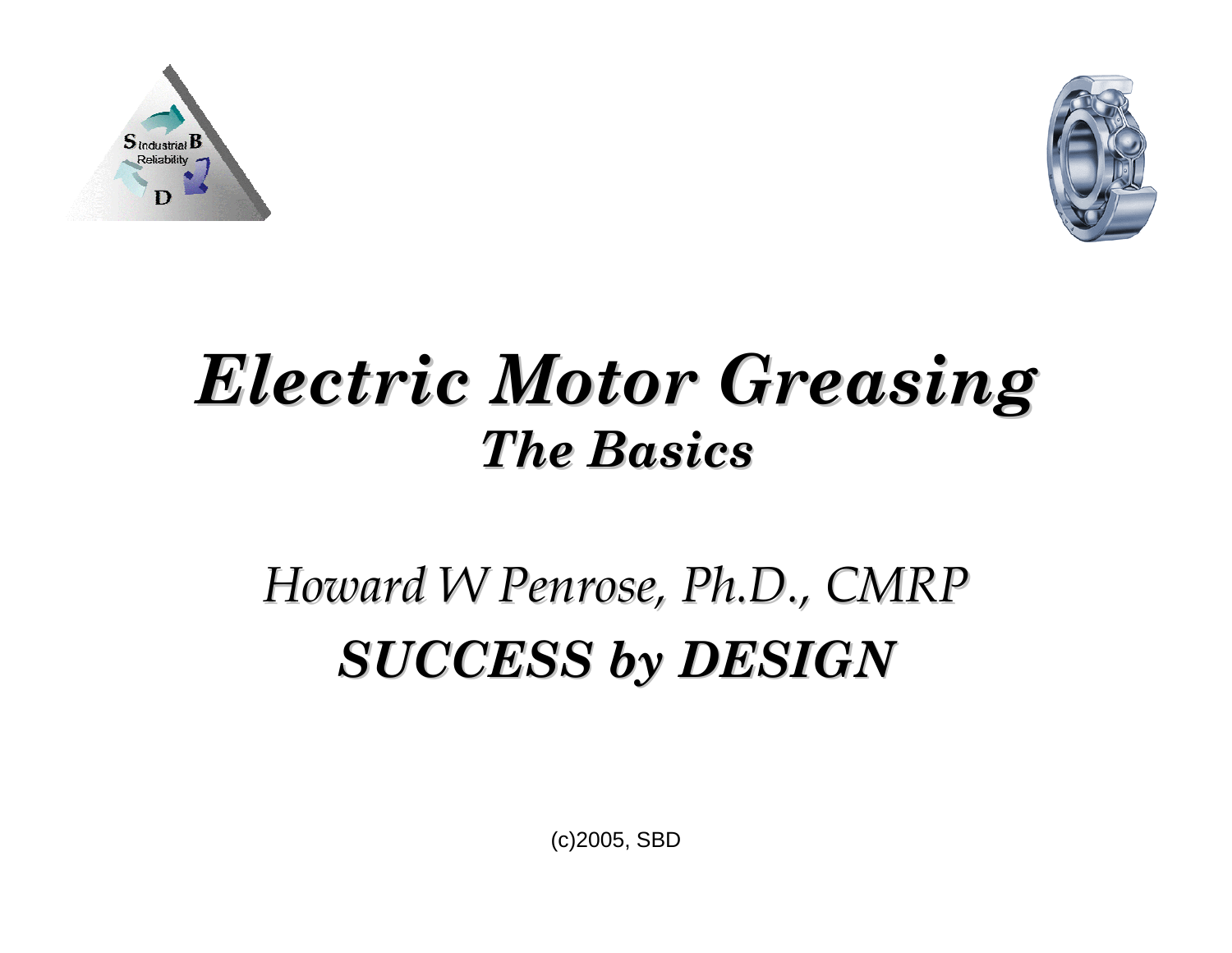# *Electric Motor Greasing*

## *The Basics*

*Howard W Penrose, Ph.D., CMRP*

***SUCCESS by DESIGN***

(c)2005, SBD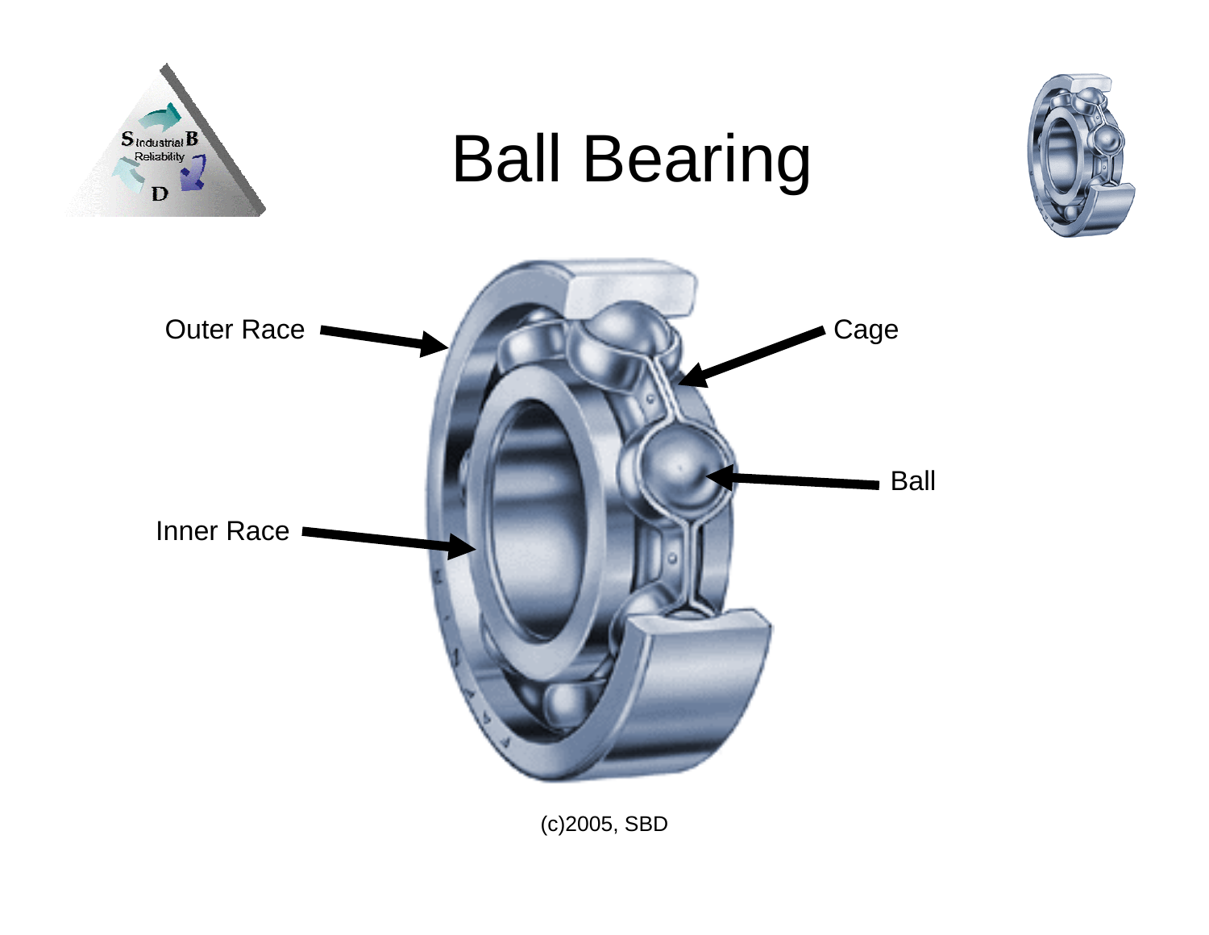# Ball Bearing

Outer Race

Cage

Ball

Inner Race

(c)2005, SBD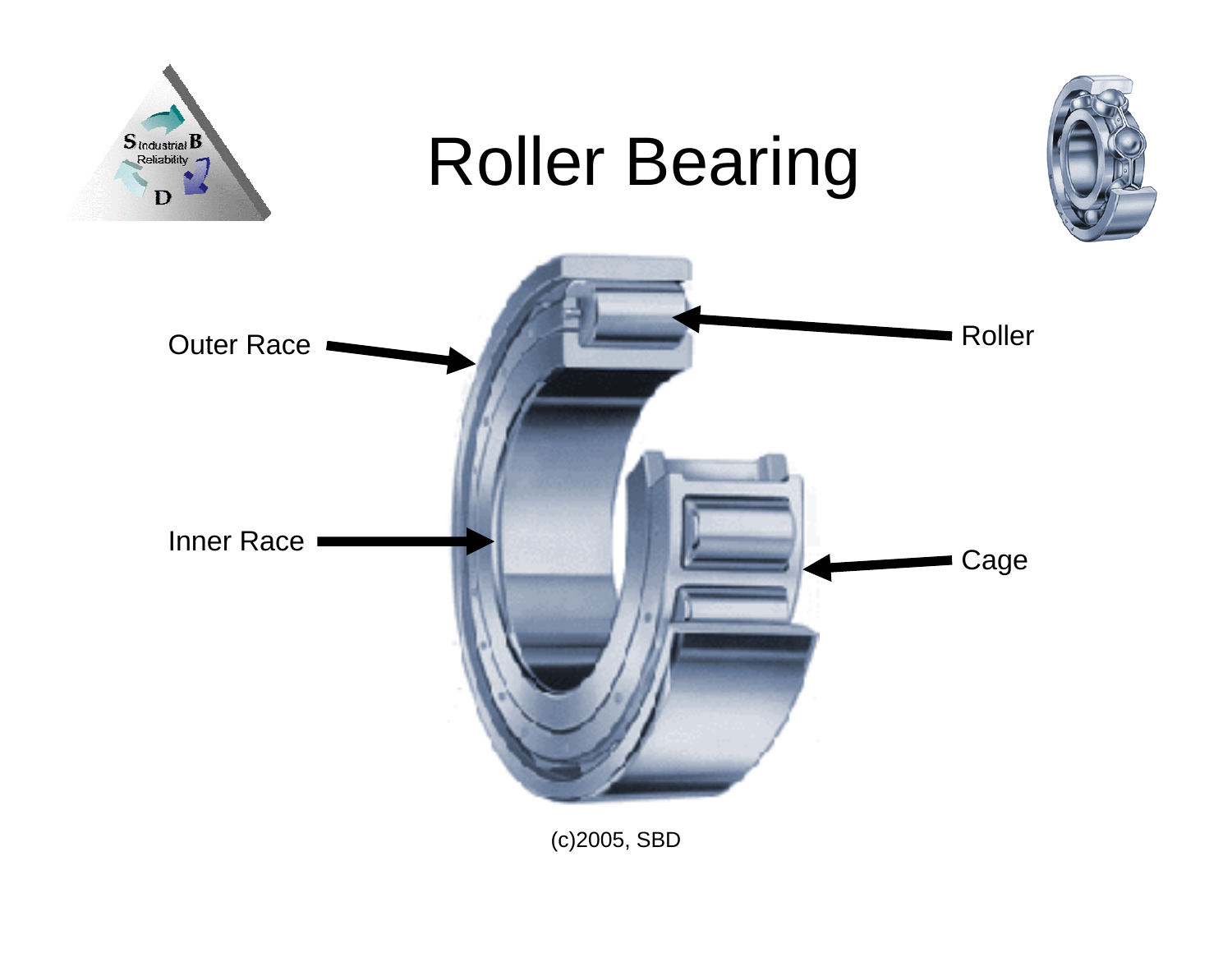# Roller Bearing

Outer Race

Inner Race

Roller

Cage

(c)2005, SBD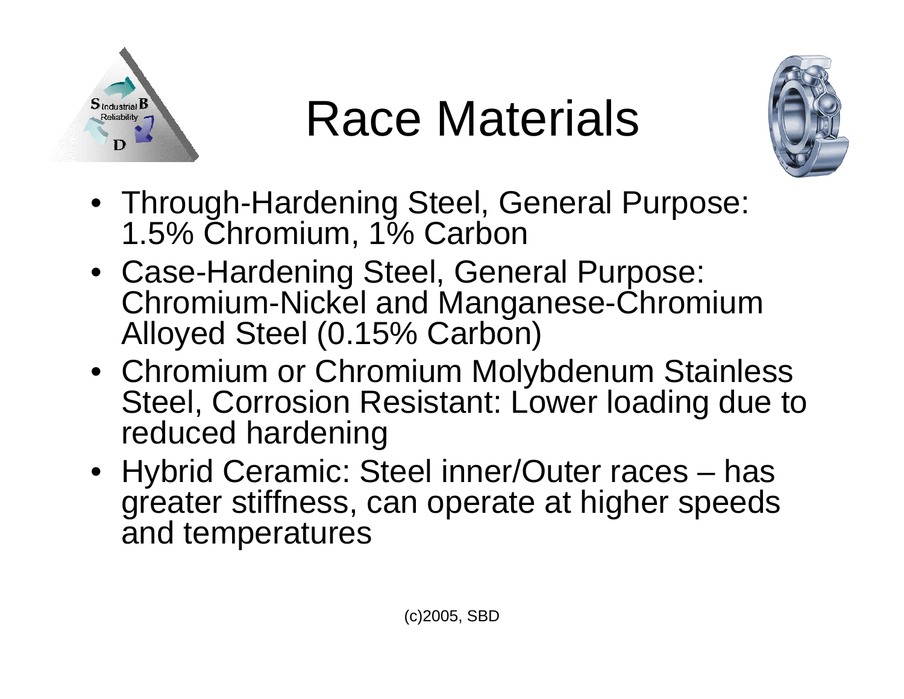# Race Materials

- Through-Hardening Steel, General Purpose: 1.5% Chromium, 1% Carbon
- Case-Hardening Steel, General Purpose: Chromium-Nickel and Manganese-Chromium Alloyed Steel (0.15% Carbon)
- Chromium or Chromium Molybdenum Stainless Steel, Corrosion Resistant: Lower loading due to reduced hardening
- Hybrid Ceramic: Steel inner/Outer races – has greater stiffness, can operate at higher speeds and temperatures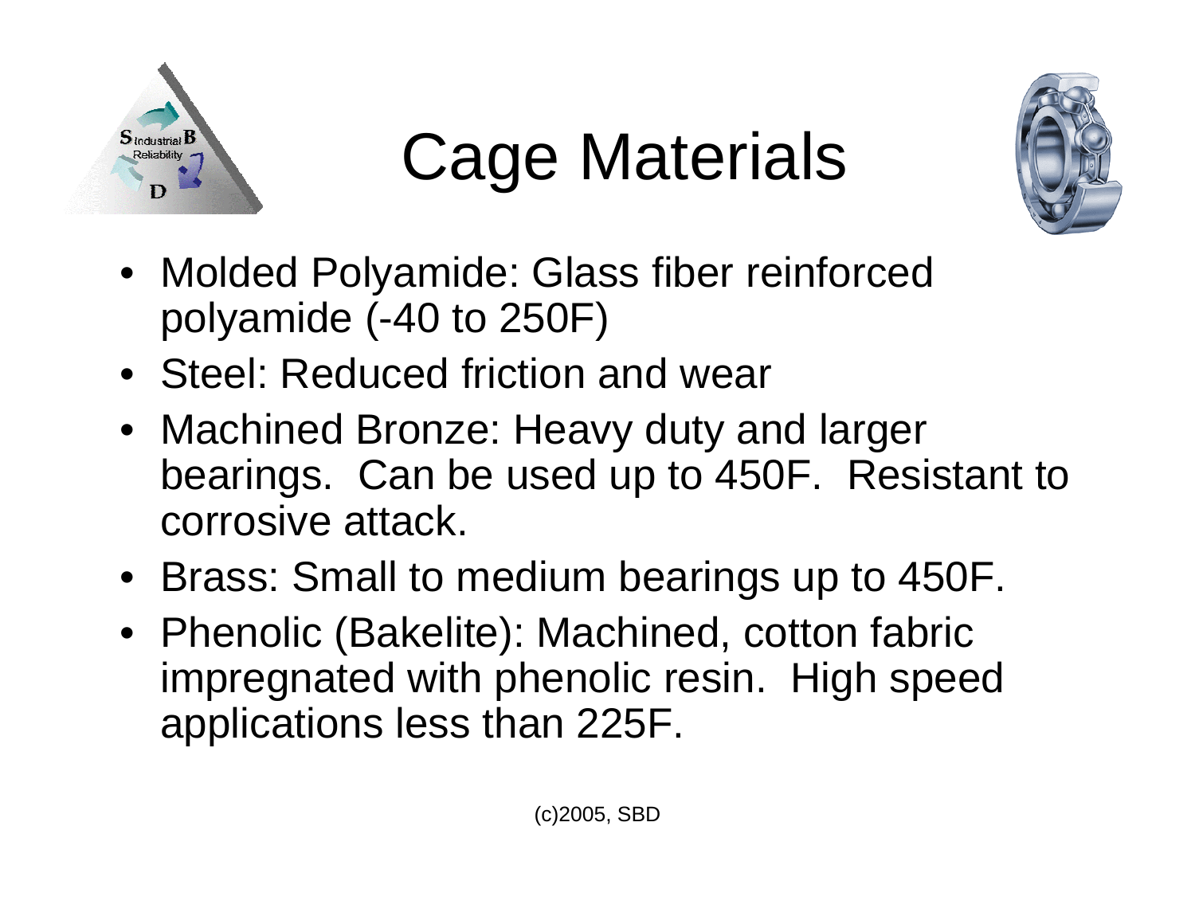# Cage Materials

- Molded Polyamide: Glass fiber reinforced polyamide (-40 to 250F)
- Steel: Reduced friction and wear
- Machined Bronze: Heavy duty and larger bearings. Can be used up to 450F. Resistant to corrosive attack.
- Brass: Small to medium bearings up to 450F.
- Phenolic (Bakelite): Machined, cotton fabric impregnated with phenolic resin. High speed applications less than 225F.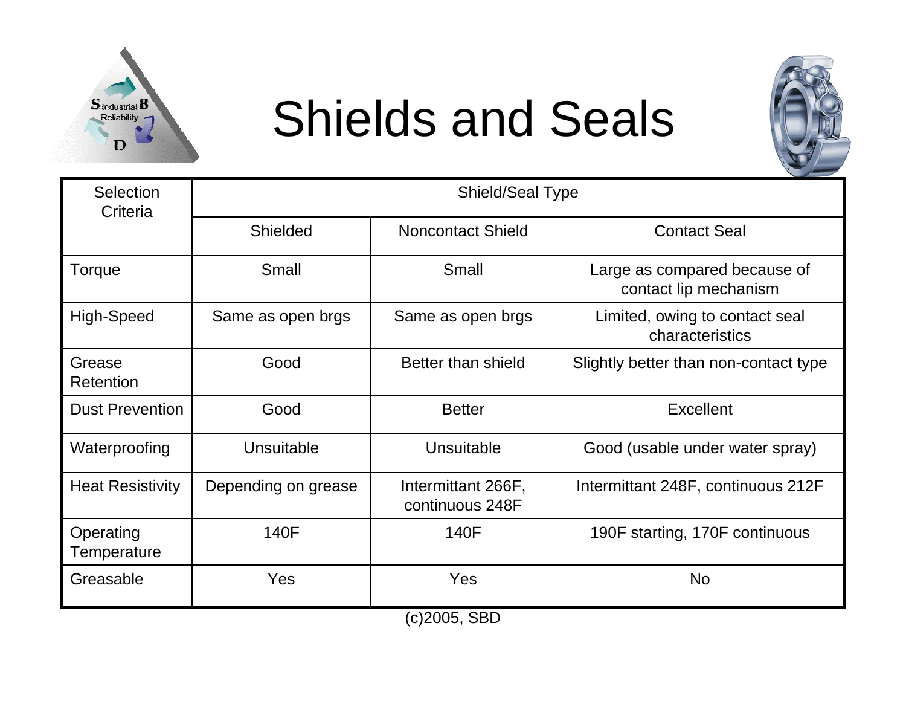# Shields and Seals

| Selection Criteria | Shield/Seal Type | | |
|---|---|---|---|
| | Shielded | Noncontact Shield | Contact Seal |
| Torque | Small | Small | Large as compared because of contact lip mechanism |
| High-Speed | Same as open brgs | Same as open brgs | Limited, owing to contact seal characteristics |
| Grease Retention | Good | Better than shield | Slightly better than non-contact type |
| Dust Prevention | Good | Better | Excellent |
| Waterproofing | Unsuitable | Unsuitable | Good (usable under water spray) |
| Heat Resistivity | Depending on grease | Intermittant 266F, continuous 248F | Intermittant 248F, continuous 212F |
| Operating Temperature | 140F | 140F | 190F starting, 170F continuous |
| Greasable | Yes | Yes | No |

(c)2005, SBD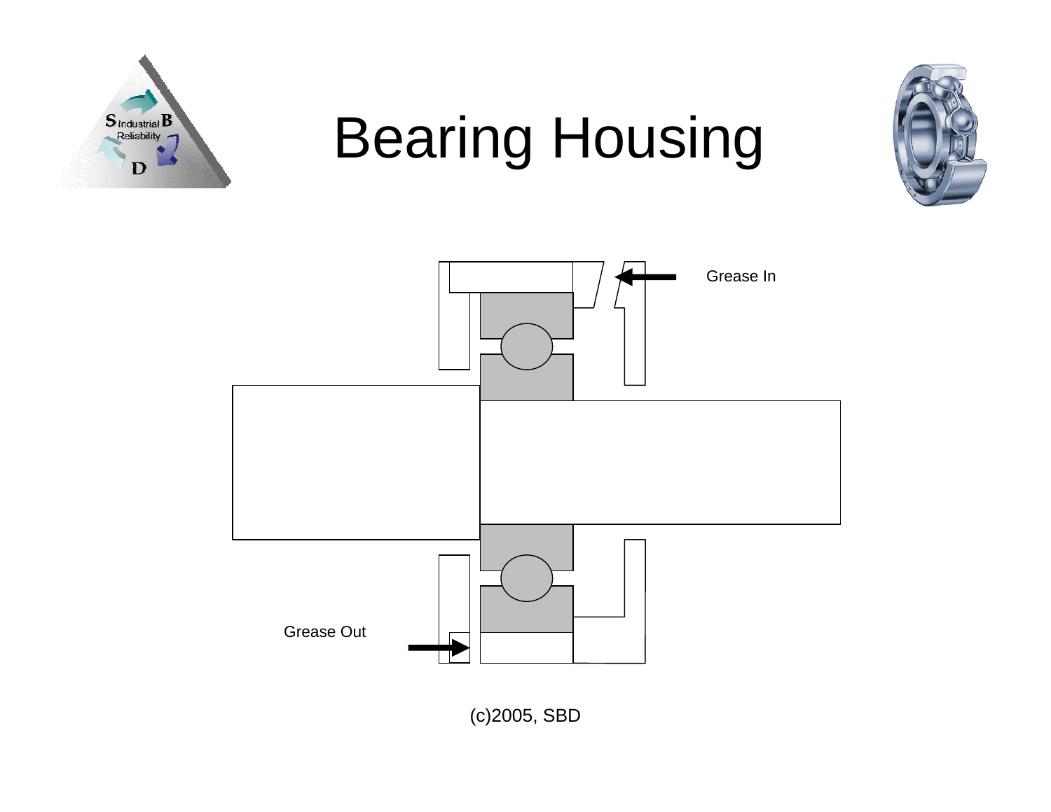# Bearing Housing

Grease In

Grease Out

(c)2005, SBD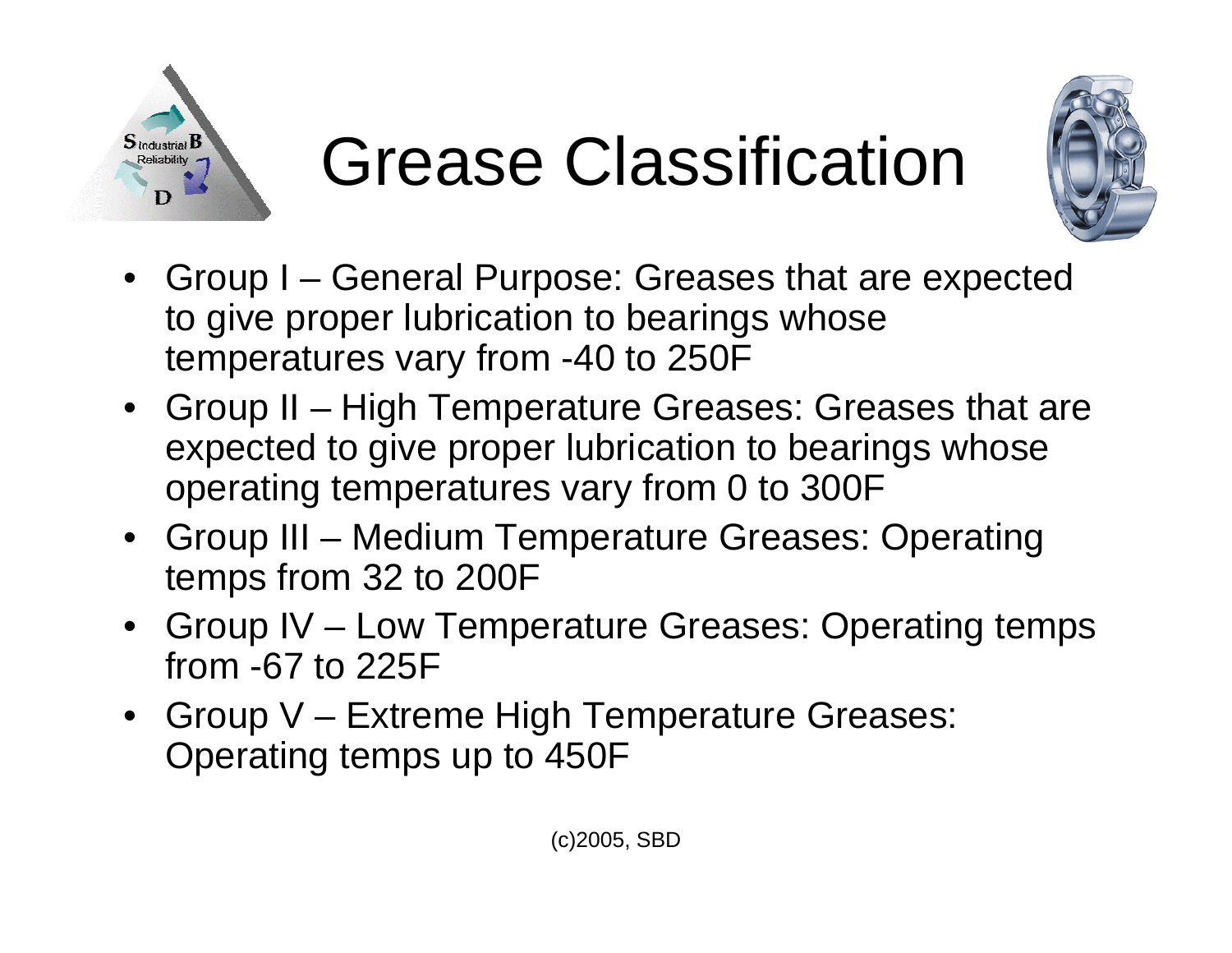# Grease Classification

- Group I – General Purpose: Greases that are expected to give proper lubrication to bearings whose temperatures vary from -40 to 250F
- Group II – High Temperature Greases: Greases that are expected to give proper lubrication to bearings whose operating temperatures vary from 0 to 300F
- Group III – Medium Temperature Greases: Operating temps from 32 to 200F
- Group IV – Low Temperature Greases: Operating temps from -67 to 225F
- Group V – Extreme High Temperature Greases: Operating temps up to 450F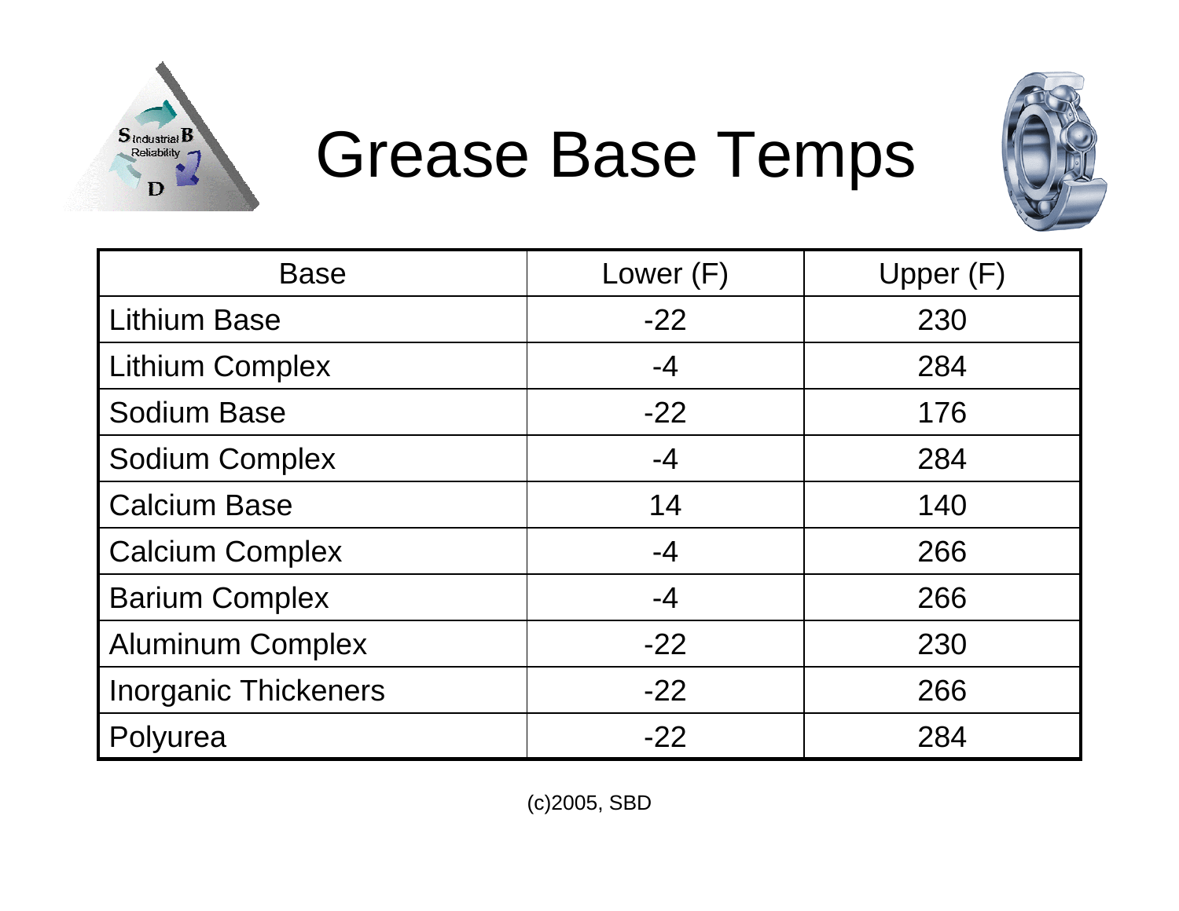# Grease Base Temps

| Base | Lower (F) | Upper (F) |
|---|---|---|
| Lithium Base | -22 | 230 |
| Lithium Complex | -4 | 284 |
| Sodium Base | -22 | 176 |
| Sodium Complex | -4 | 284 |
| Calcium Base | 14 | 140 |
| Calcium Complex | -4 | 266 |
| Barium Complex | -4 | 266 |
| Aluminum Complex | -22 | 230 |
| Inorganic Thickeners | -22 | 266 |
| Polyurea | -22 | 284 |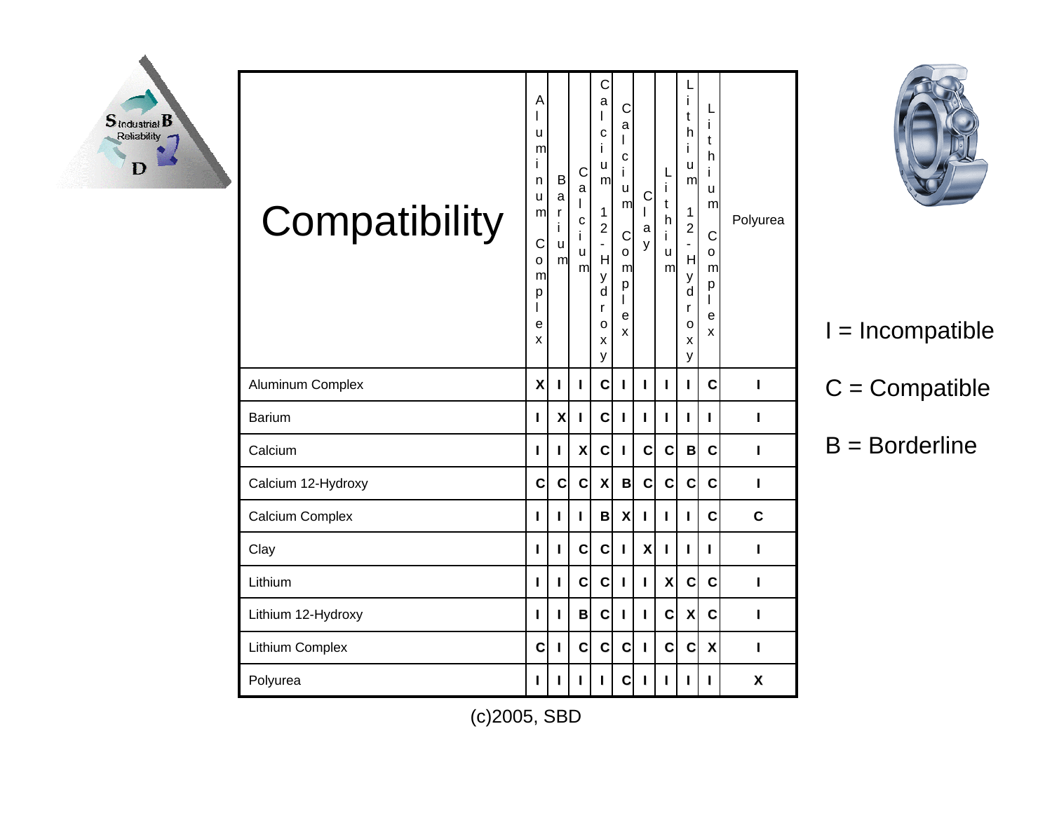# Compatibility

| Compatibility | Aluminum Complex | Barium | Calcium | Calcium 12-Hydroxy | Calcium Complex | Clay | Lithium | Lithium 12-Hydroxy | Lithium Complex | Polyurea |
|---|---|---|---|---|---|---|---|---|---|---|
| Aluminum Complex | X | I | I | C | I | I | I | I | C | I |
| Barium | I | X | I | C | I | I | I | I | I | I |
| Calcium | I | I | X | C | I | C | C | B | C | I |
| Calcium 12-Hydroxy | C | C | C | X | B | C | C | C | C | I |
| Calcium Complex | I | I | I | B | X | I | I | I | C | C |
| Clay | I | I | C | C | I | X | I | I | I | I |
| Lithium | I | I | C | C | I | I | X | C | C | I |
| Lithium 12-Hydroxy | I | I | B | C | I | I | C | X | C | I |
| Lithium Complex | C | I | C | C | C | I | C | C | X | I |
| Polyurea | I | I | I | I | C | I | I | I | I | X |

I = Incompatible

C = Compatible

B = Borderline

(c)2005, SBD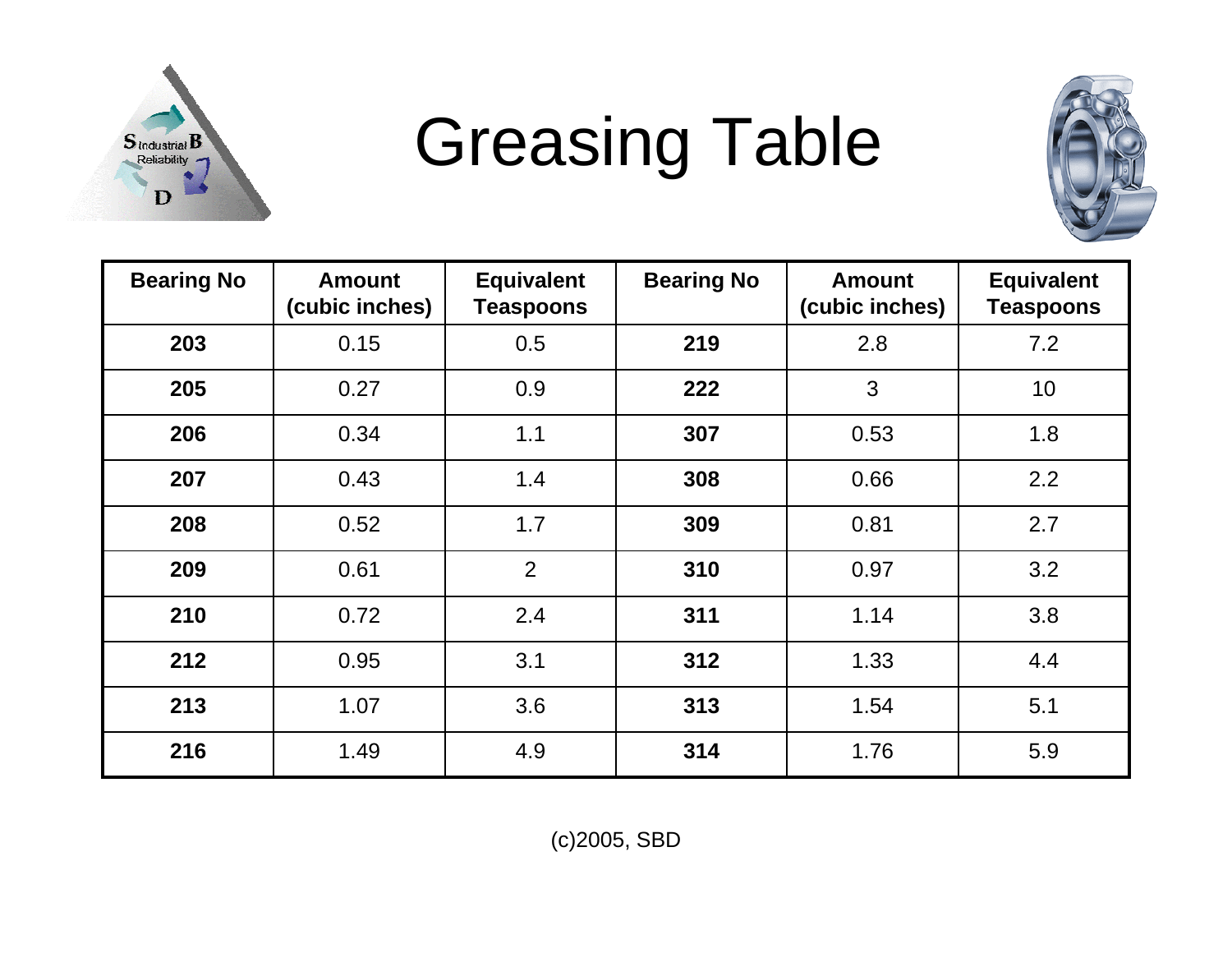# Greasing Table

| Bearing No | Amount (cubic inches) | Equivalent Teaspoons | Bearing No | Amount (cubic inches) | Equivalent Teaspoons |
|---|---|---|---|---|---|
| **203** | 0.15 | 0.5 | **219** | 2.8 | 7.2 |
| **205** | 0.27 | 0.9 | **222** | 3 | 10 |
| **206** | 0.34 | 1.1 | **307** | 0.53 | 1.8 |
| **207** | 0.43 | 1.4 | **308** | 0.66 | 2.2 |
| **208** | 0.52 | 1.7 | **309** | 0.81 | 2.7 |
| **209** | 0.61 | 2 | **310** | 0.97 | 3.2 |
| **210** | 0.72 | 2.4 | **311** | 1.14 | 3.8 |
| **212** | 0.95 | 3.1 | **312** | 1.33 | 4.4 |
| **213** | 1.07 | 3.6 | **313** | 1.54 | 5.1 |
| **216** | 1.49 | 4.9 | **314** | 1.76 | 5.9 |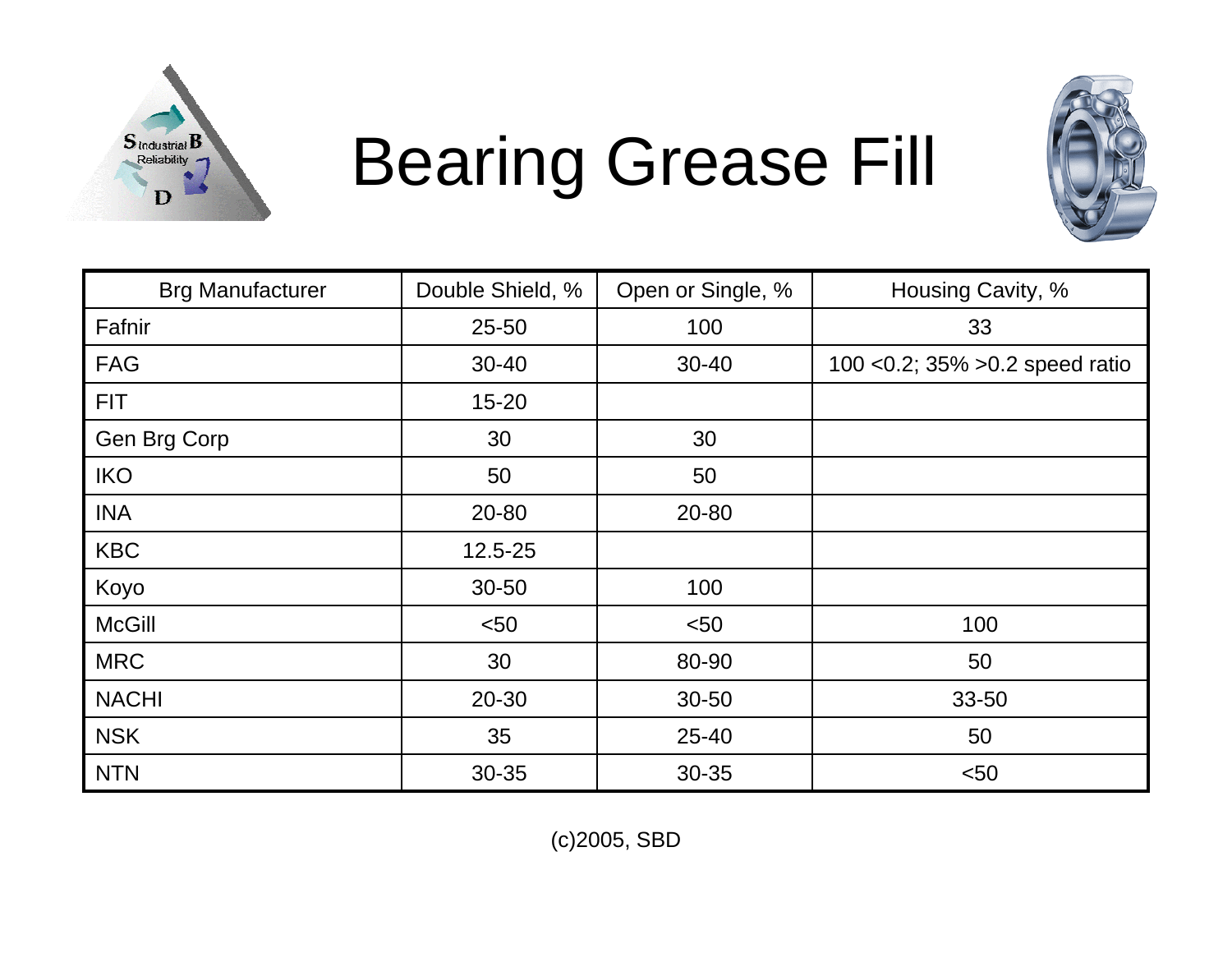# Bearing Grease Fill

| Brg Manufacturer | Double Shield, % | Open or Single, % | Housing Cavity, % |
|---|---|---|---|
| Fafnir | 25-50 | 100 | 33 |
| FAG | 30-40 | 30-40 | 100 <0.2; 35% >0.2 speed ratio |
| FIT | 15-20 | | |
| Gen Brg Corp | 30 | 30 | |
| IKO | 50 | 50 | |
| INA | 20-80 | 20-80 | |
| KBC | 12.5-25 | | |
| Koyo | 30-50 | 100 | |
| McGill | <50 | <50 | 100 |
| MRC | 30 | 80-90 | 50 |
| NACHI | 20-30 | 30-50 | 33-50 |
| NSK | 35 | 25-40 | 50 |
| NTN | 30-35 | 30-35 | <50 |

(c)2005, SBD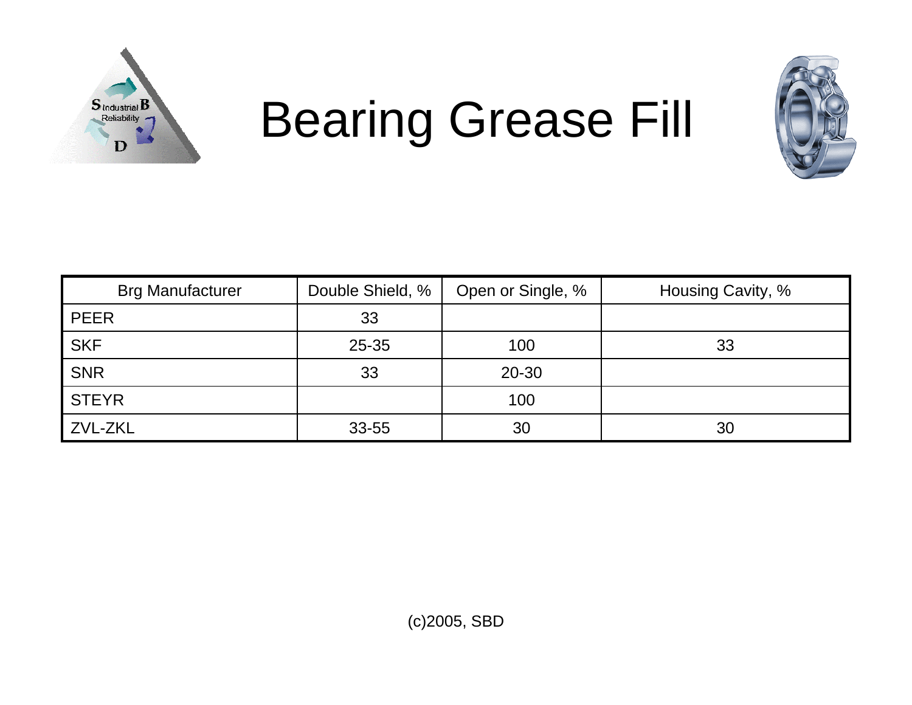# Bearing Grease Fill

| Brg Manufacturer | Double Shield, % | Open or Single, % | Housing Cavity, % |
|---|---|---|---|
| PEER | 33 | | |
| SKF | 25-35 | 100 | 33 |
| SNR | 33 | 20-30 | |
| STEYR | | 100 | |
| ZVL-ZKL | 33-55 | 30 | 30 |

(c)2005, SBD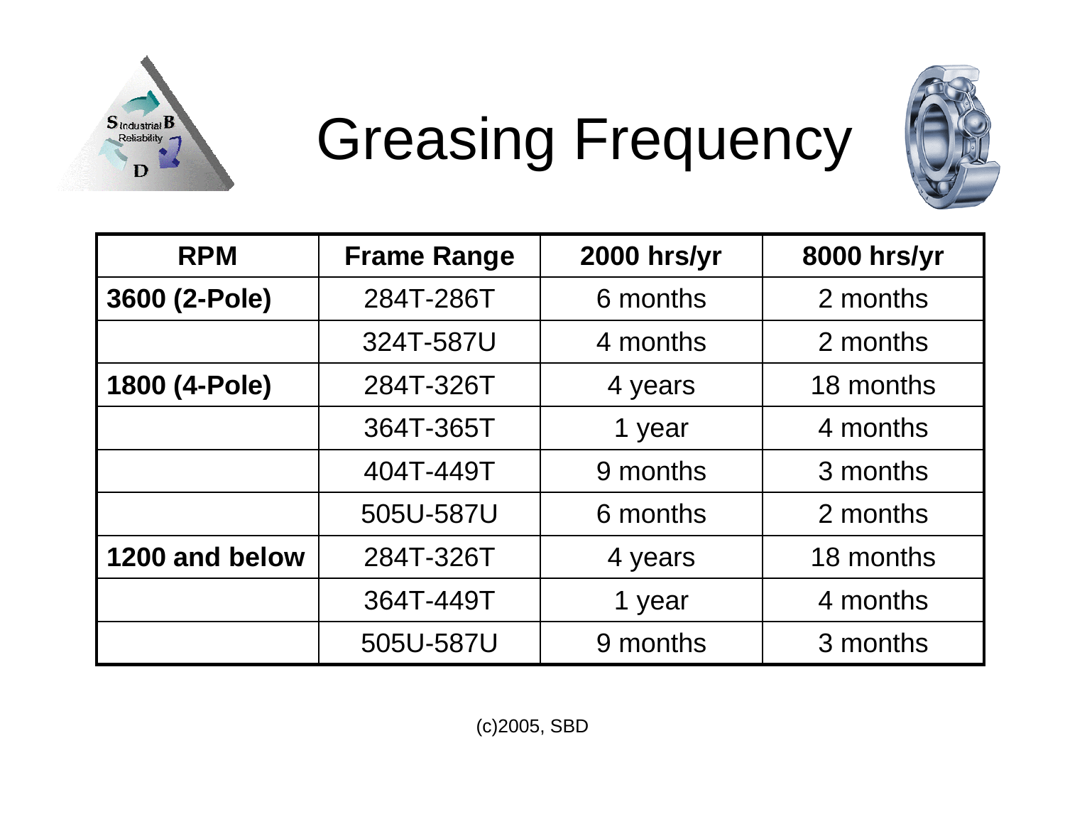# Greasing Frequency

| RPM | Frame Range | 2000 hrs/yr | 8000 hrs/yr |
|---|---|---|---|
| **3600 (2-Pole)** | 284T-286T | 6 months | 2 months |
| | 324T-587U | 4 months | 2 months |
| **1800 (4-Pole)** | 284T-326T | 4 years | 18 months |
| | 364T-365T | 1 year | 4 months |
| | 404T-449T | 9 months | 3 months |
| | 505U-587U | 6 months | 2 months |
| **1200 and below** | 284T-326T | 4 years | 18 months |
| | 364T-449T | 1 year | 4 months |
| | 505U-587U | 9 months | 3 months |

(c)2005, SBD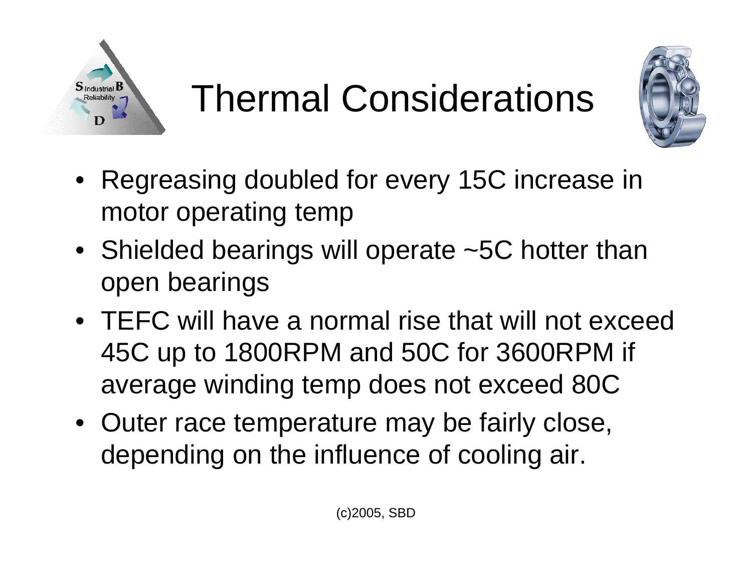# Thermal Considerations

- Regreasing doubled for every 15C increase in motor operating temp
- Shielded bearings will operate ~5C hotter than open bearings
- TEFC will have a normal rise that will not exceed 45C up to 1800RPM and 50C for 3600RPM if average winding temp does not exceed 80C
- Outer race temperature may be fairly close, depending on the influence of cooling air.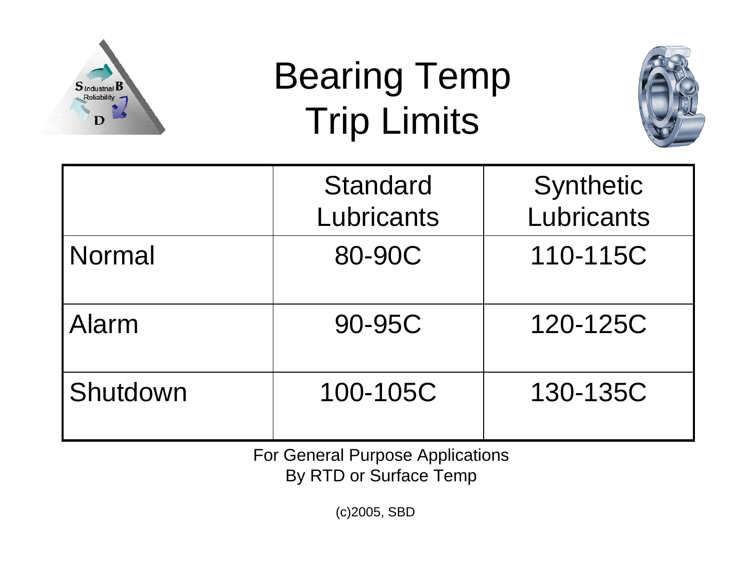# Bearing Temp Trip Limits

| | Standard Lubricants | Synthetic Lubricants |
|---|---|---|
| Normal | 80-90C | 110-115C |
| Alarm | 90-95C | 120-125C |
| Shutdown | 100-105C | 130-135C |

For General Purpose Applications
By RTD or Surface Temp

(c)2005, SBD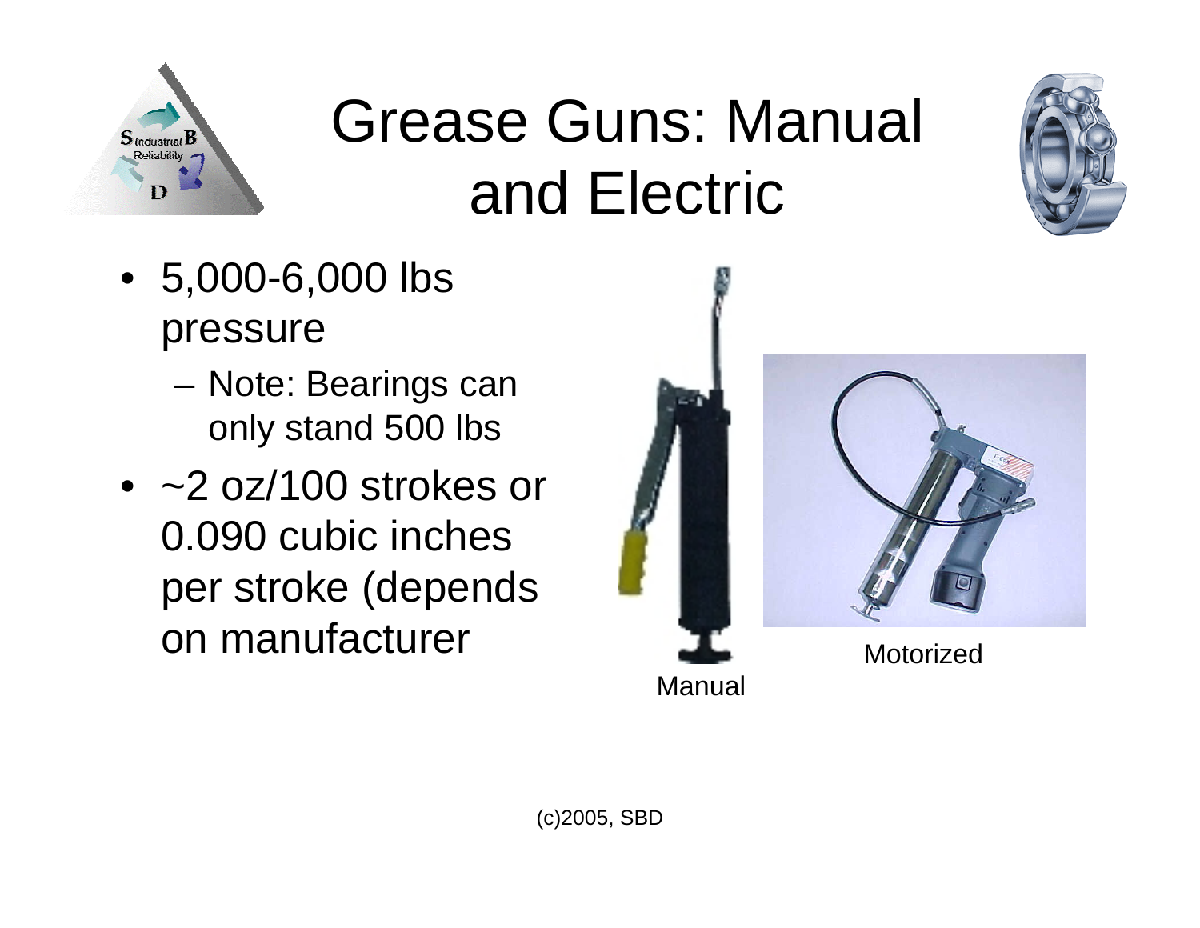# Grease Guns: Manual and Electric

- 5,000-6,000 lbs pressure
  - Note: Bearings can only stand 500 lbs
- ~2 oz/100 strokes or 0.090 cubic inches per stroke (depends on manufacturer

Manual

Motorized

(c)2005, SBD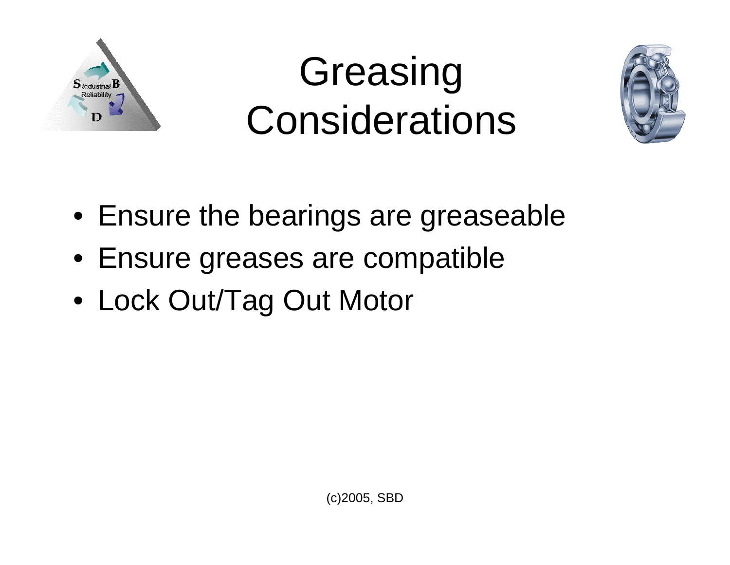# Greasing Considerations

- Ensure the bearings are greaseable
- Ensure greases are compatible
- Lock Out/Tag Out Motor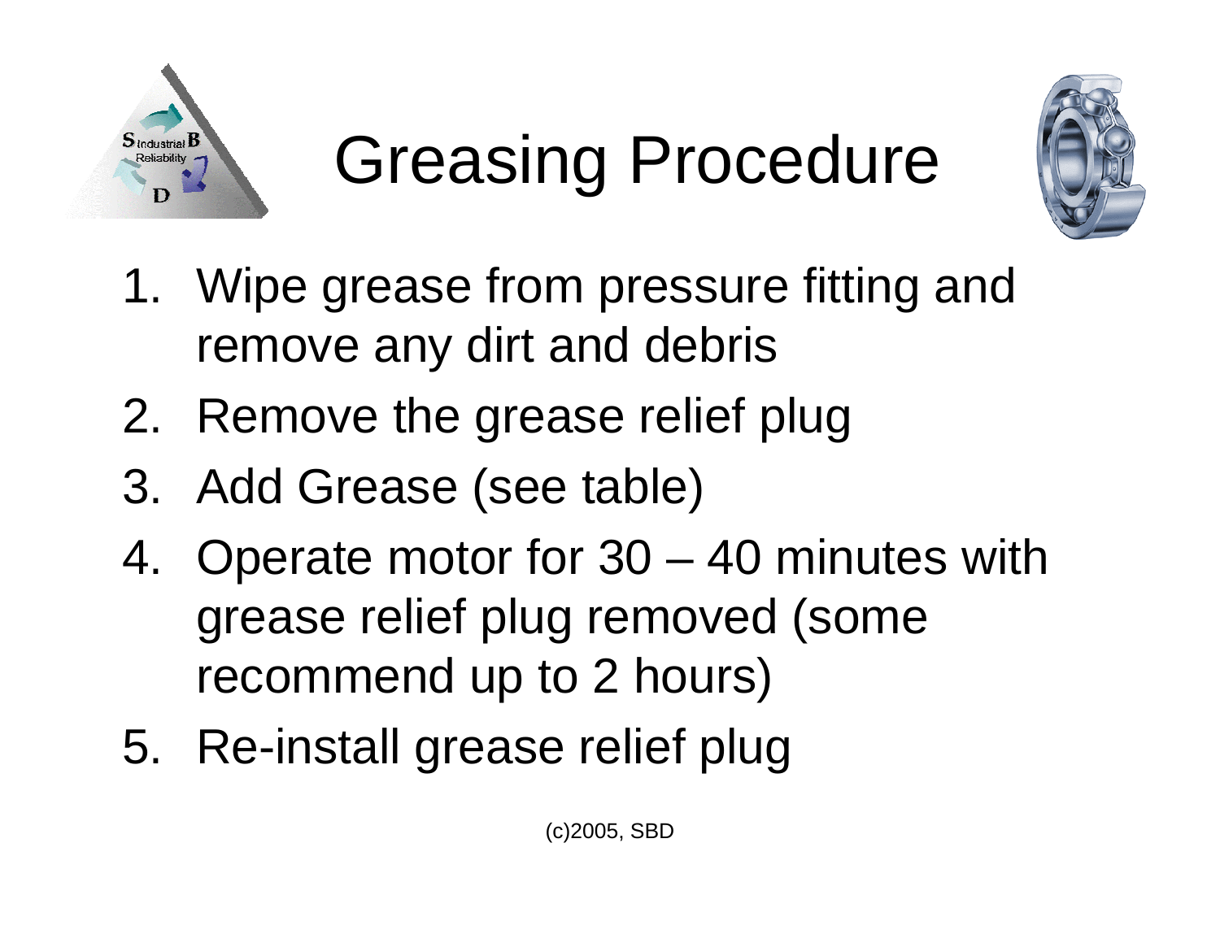# Greasing Procedure

1. Wipe grease from pressure fitting and remove any dirt and debris
2. Remove the grease relief plug
3. Add Grease (see table)
4. Operate motor for 30 – 40 minutes with grease relief plug removed (some recommend up to 2 hours)
5. Re-install grease relief plug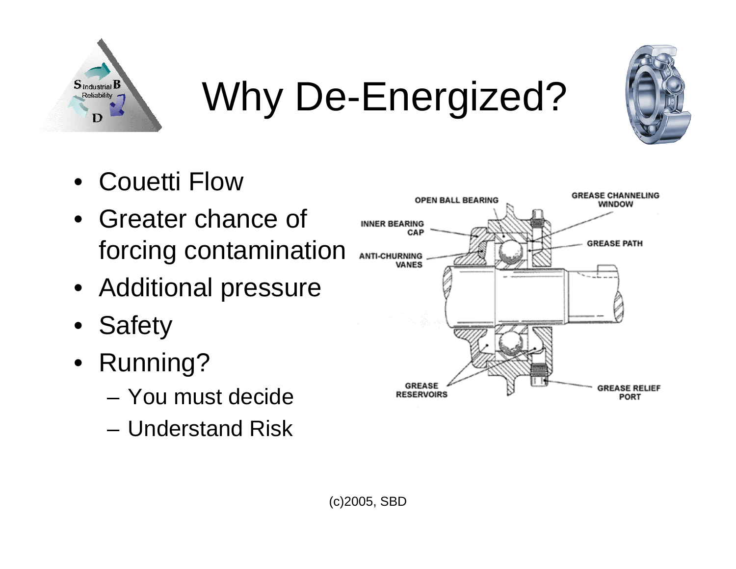# Why De-Energized?

- Couetti Flow
- Greater chance of forcing contamination
- Additional pressure
- Safety
- Running?
  - You must decide
  - Understand Risk

OPEN BALL BEARING

GREASE CHANNELING WINDOW

INNER BEARING CAP

GREASE PATH

ANTI-CHURNING VANES

GREASE RESERVOIRS

GREASE RELIEF PORT

(c)2005, SBD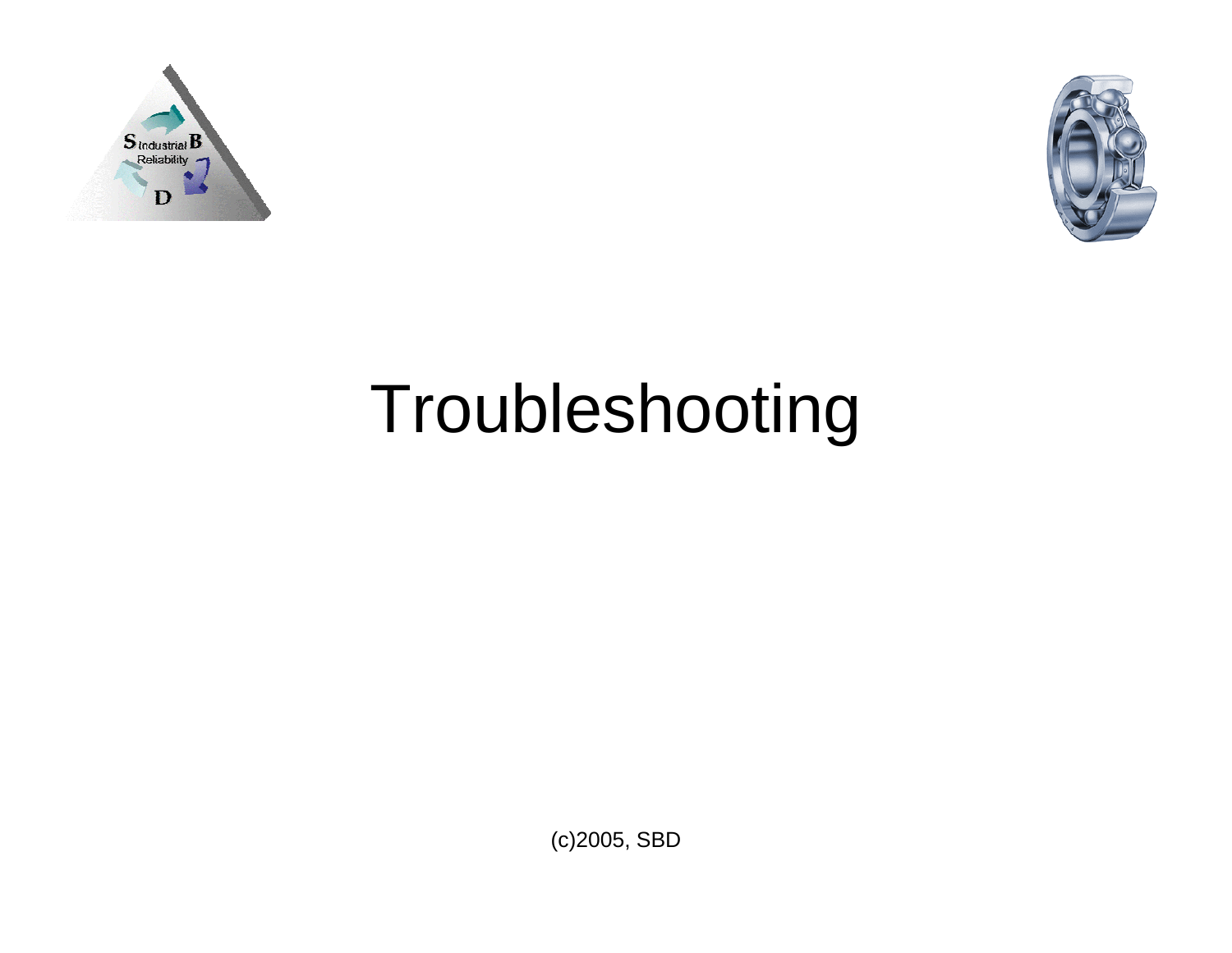# Troubleshooting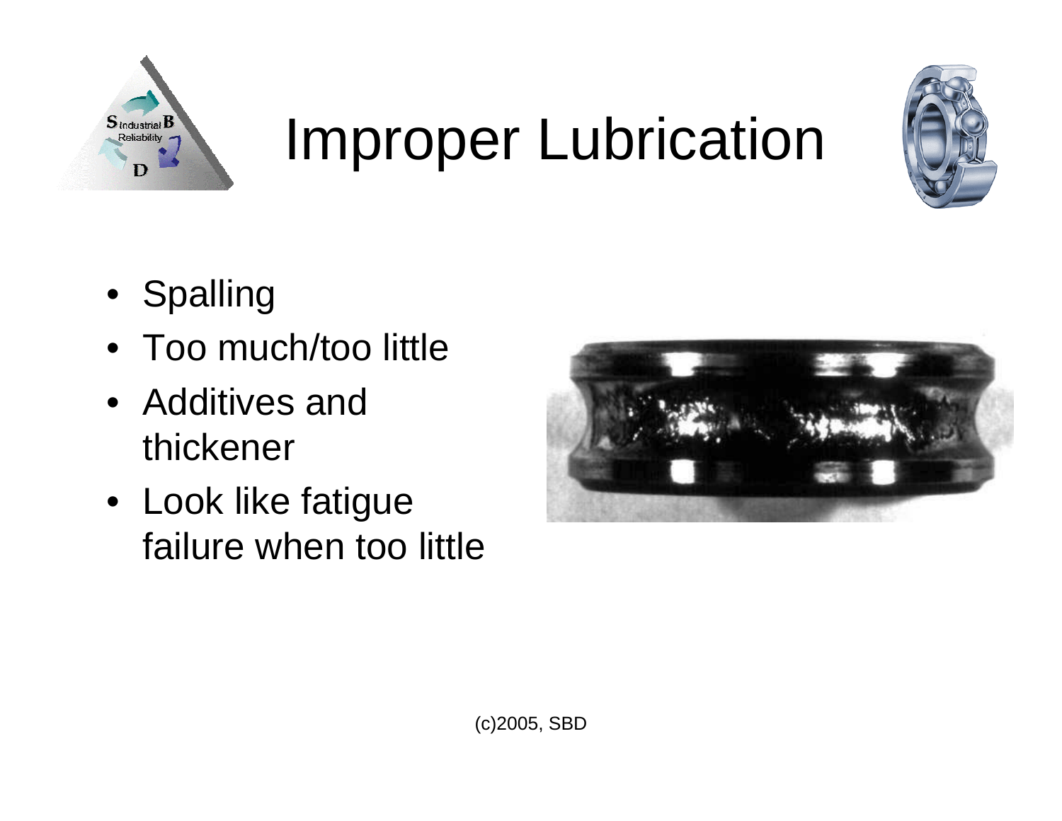# Improper Lubrication

- Spalling
- Too much/too little
- Additives and thickener
- Look like fatigue failure when too little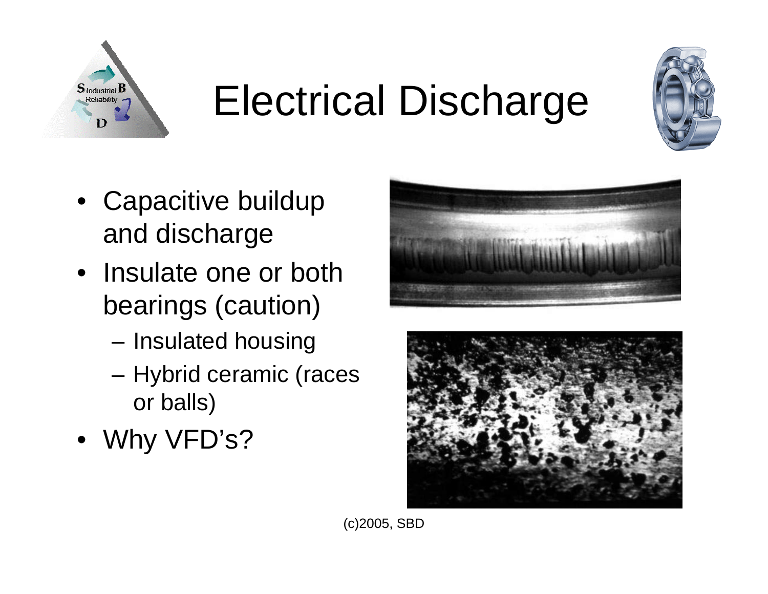# Electrical Discharge

- Capacitive buildup and discharge
- Insulate one or both bearings (caution)
  - Insulated housing
  - Hybrid ceramic (races or balls)
- Why VFD's?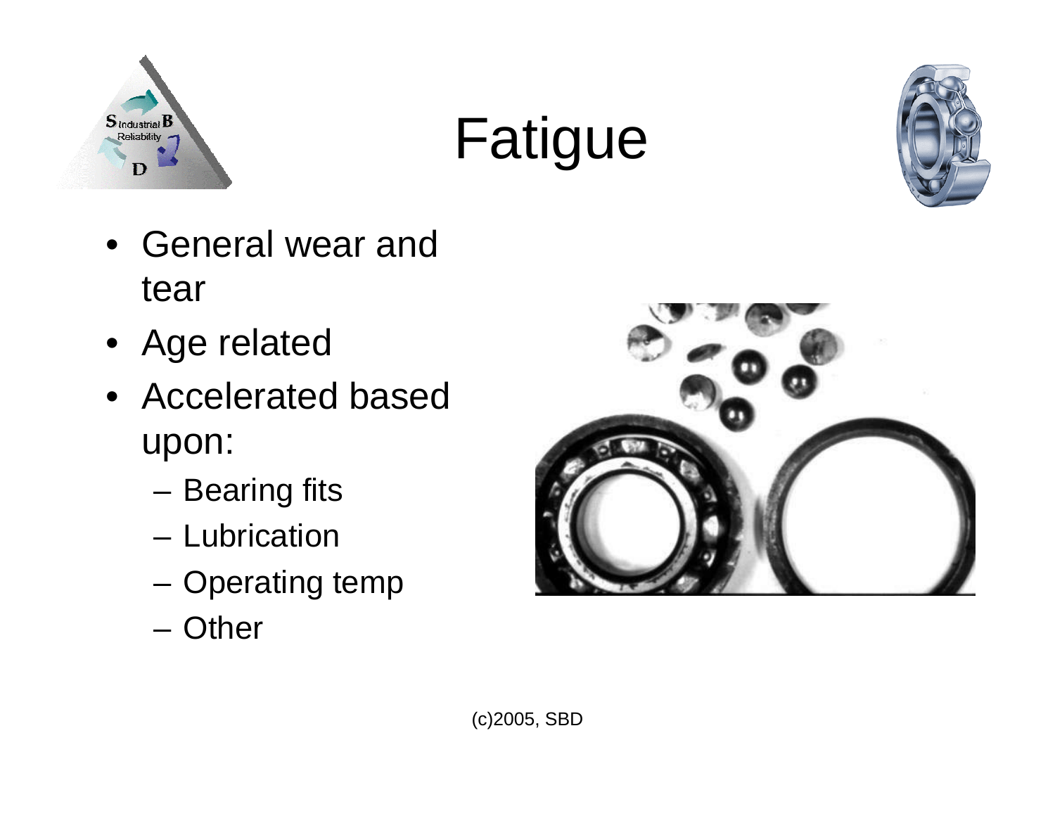# Fatigue

- General wear and tear
- Age related
- Accelerated based upon:
  - Bearing fits
  - Lubrication
  - Operating temp
  - Other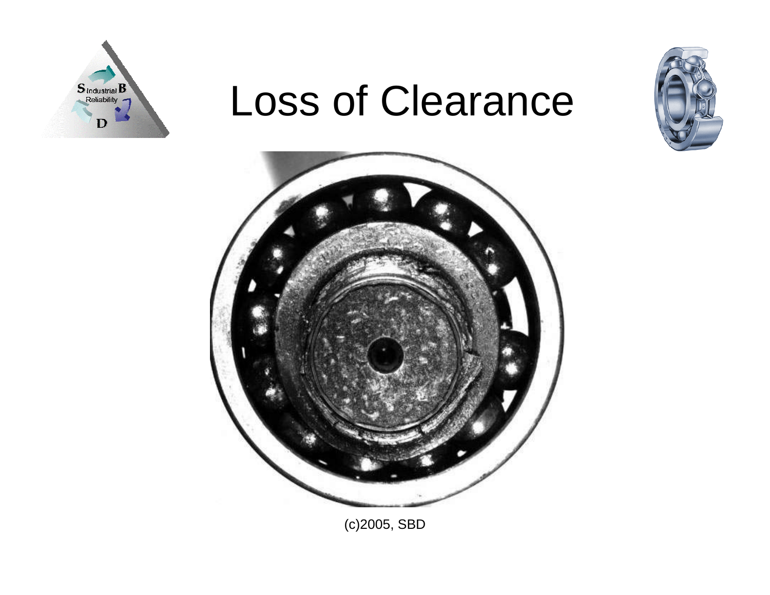# Loss of Clearance

(c)2005, SBD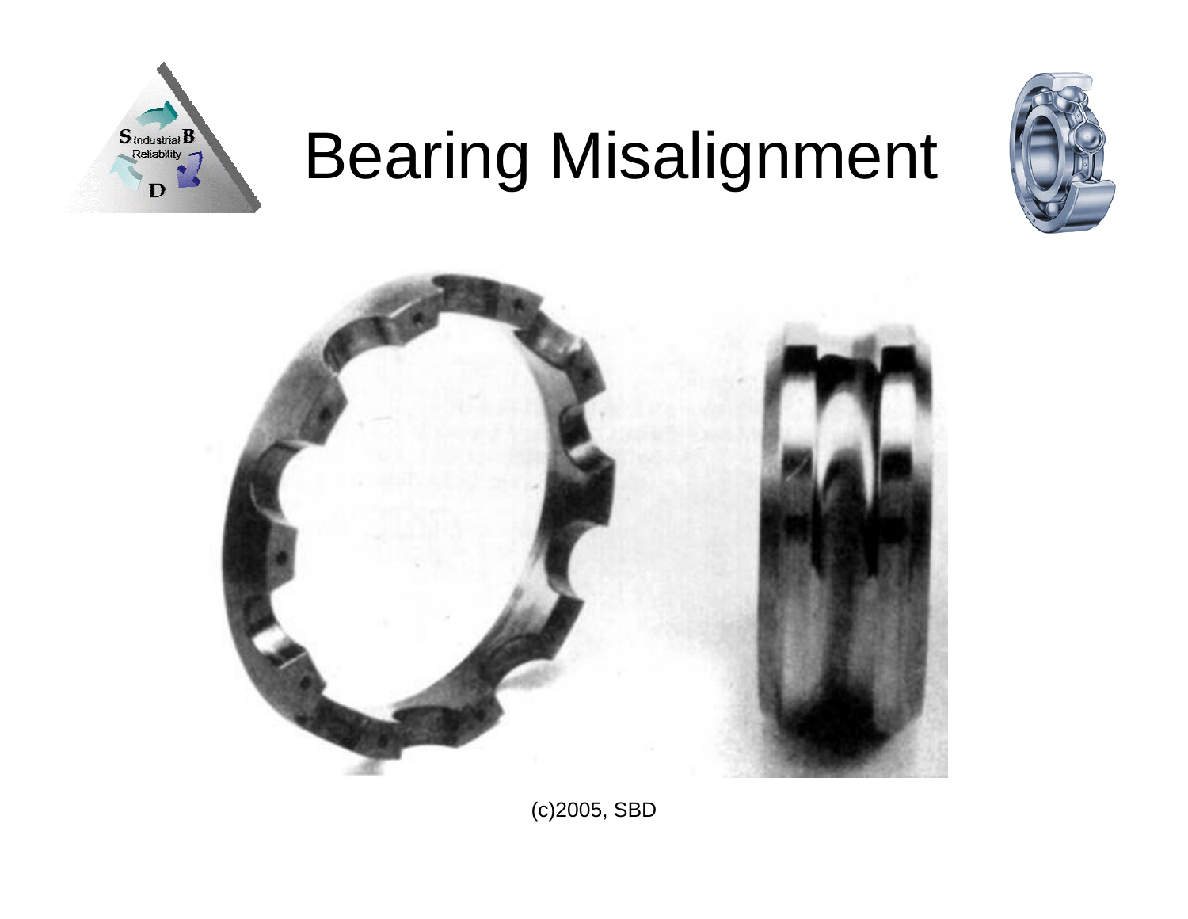# Bearing Misalignment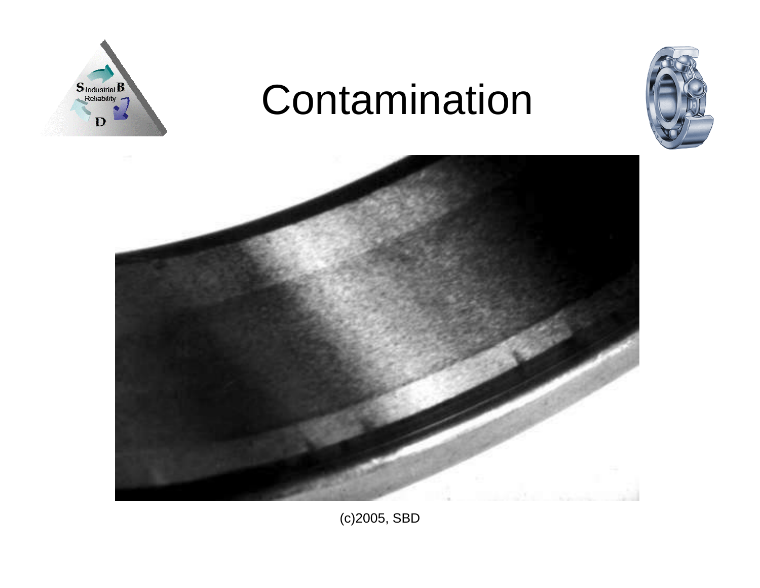# Contamination

(c)2005, SBD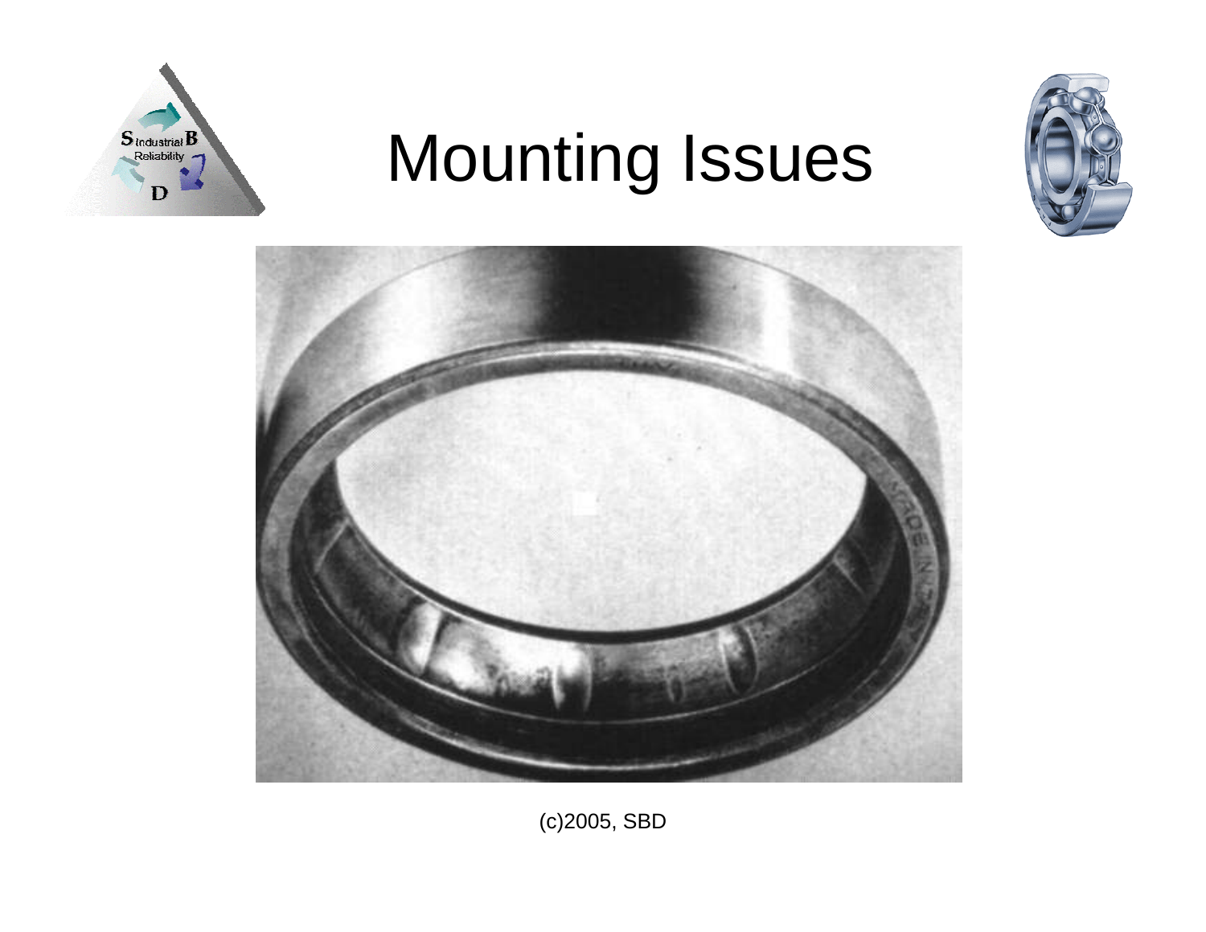# Mounting Issues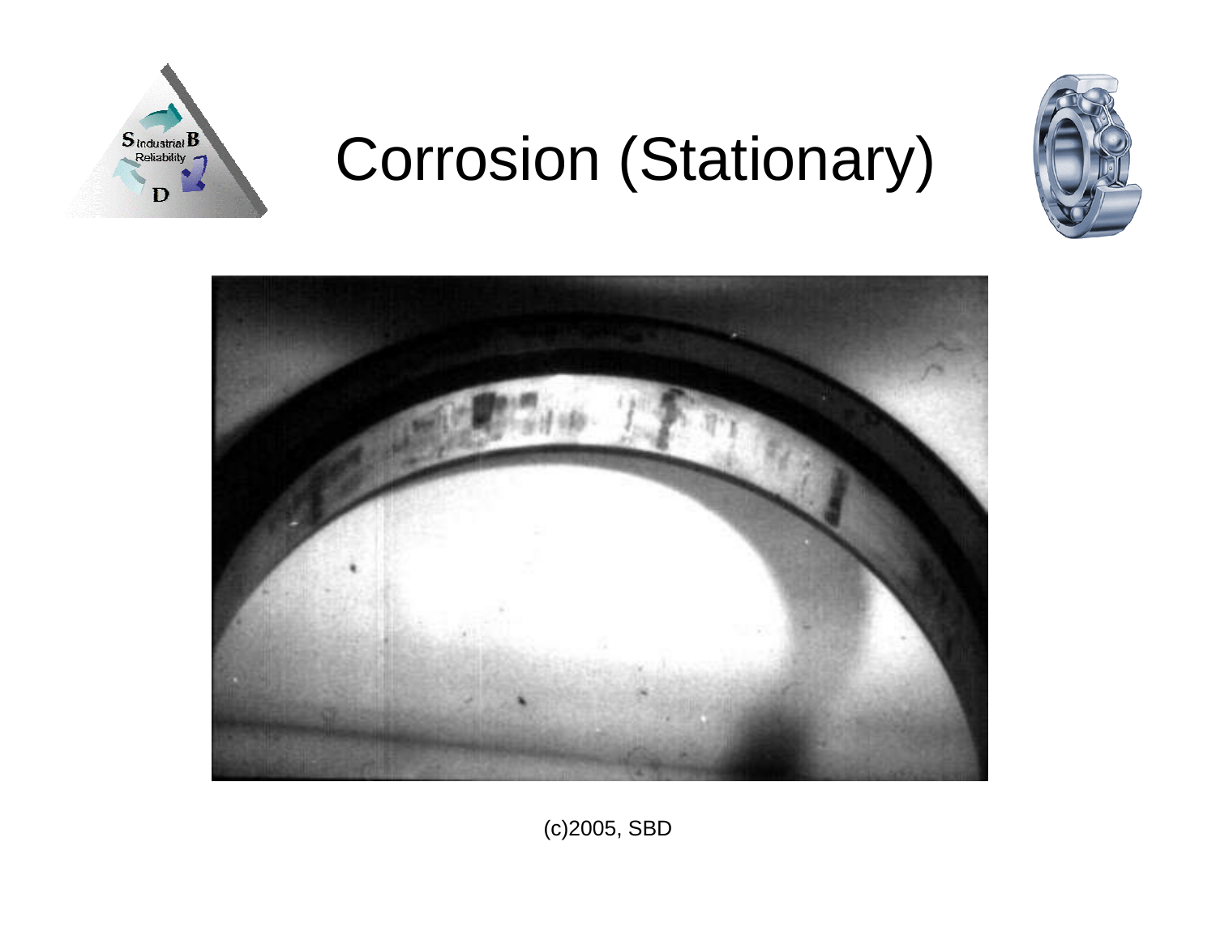# Corrosion (Stationary)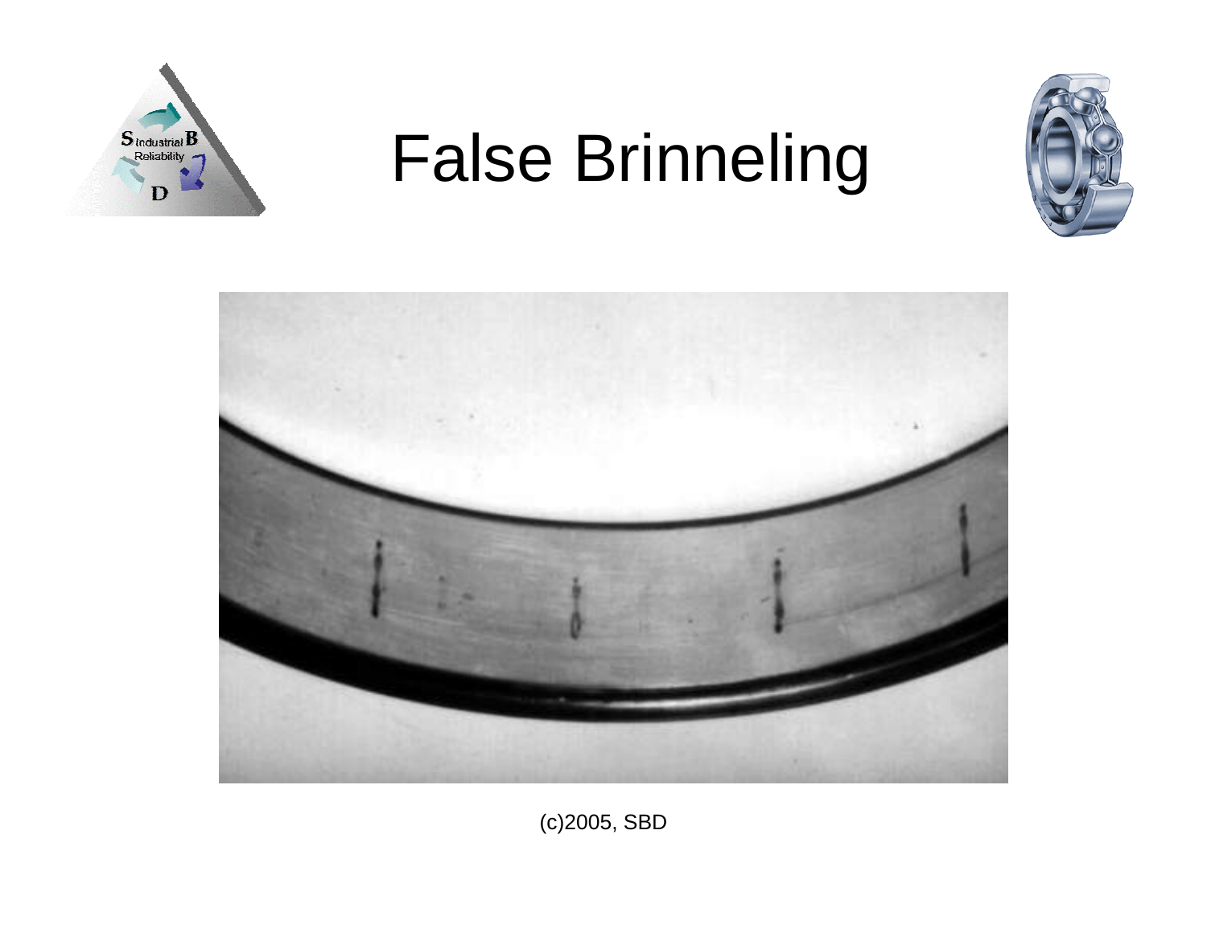# False Brinneling

(c)2005, SBD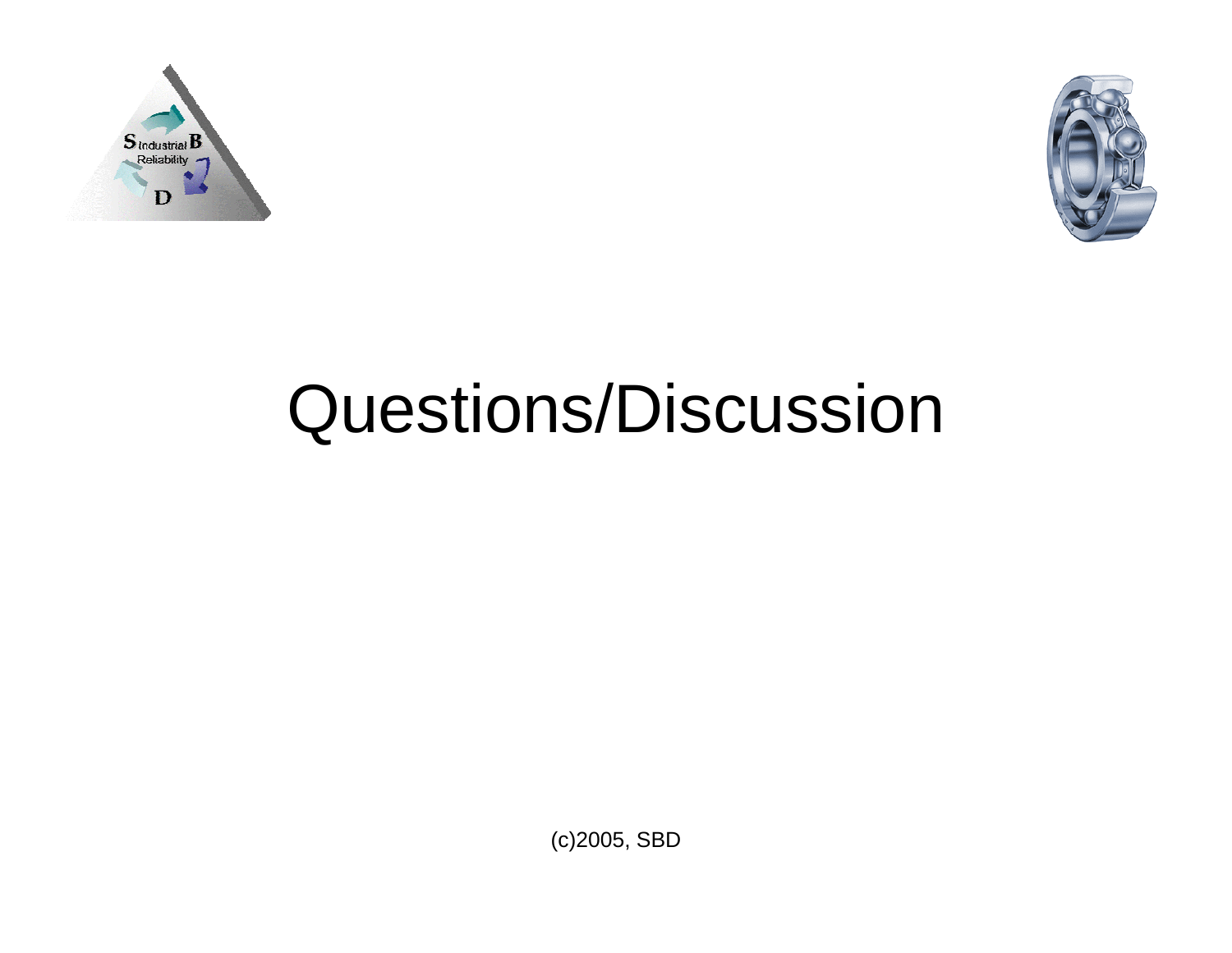# Questions/Discussion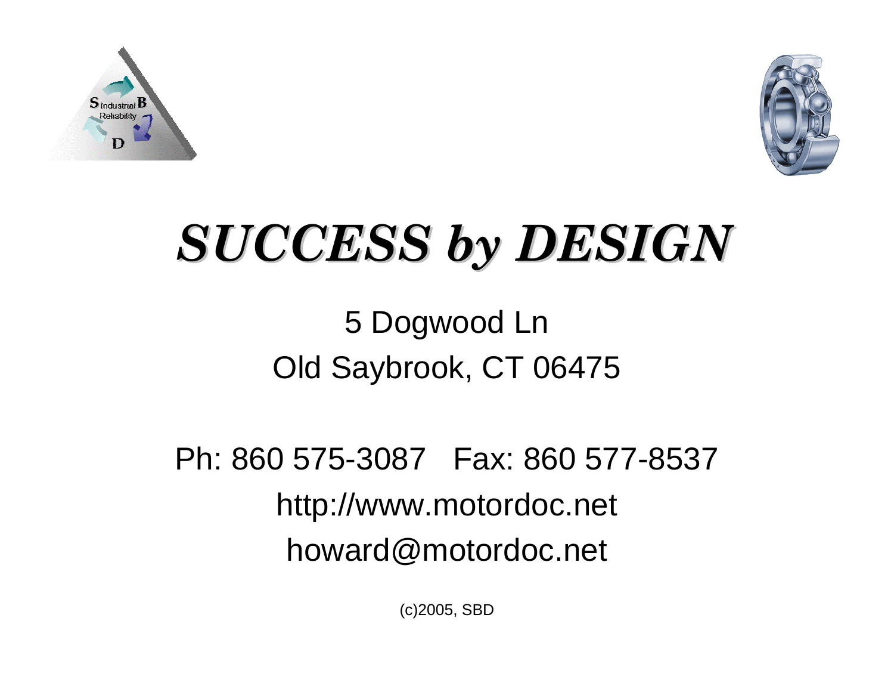# *SUCCESS by DESIGN*

5 Dogwood Ln
Old Saybrook, CT 06475

Ph: 860 575-3087   Fax: 860 577-8537
http://www.motordoc.net
howard@motordoc.net

(c)2005, SBD